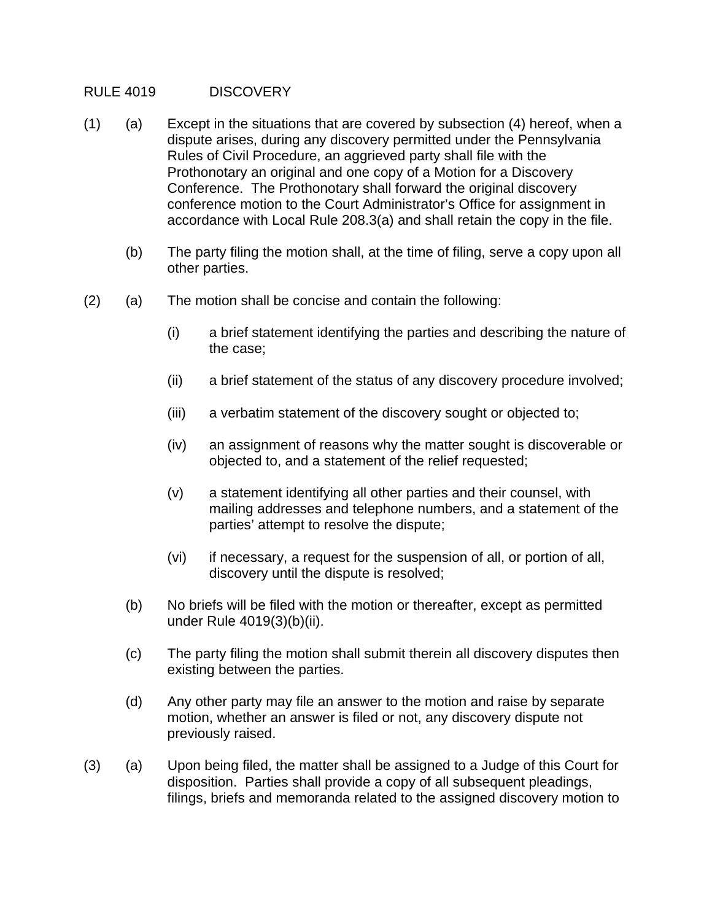RULE 4019 DISCOVERY

(1) (a) Except in the situations that are covered by subsection (4) hereof, when a dispute arises, during any discovery permitted under the Pennsylvania Rules of Civil Procedure, an aggrieved party shall file with the Prothonotary an original and one copy of a Motion for a Discovery Conference. The Prothonotary shall forward the original discovery conference motion to the Court Administrator's Office for assignment in accordance with Local Rule 208.3(a) and shall retain the copy in the file.

(b) The party filing the motion shall, at the time of filing, serve a copy upon all other parties.

(2) (a) The motion shall be concise and contain the following:

(i) a brief statement identifying the parties and describing the nature of the case;

(ii) a brief statement of the status of any discovery procedure involved;

(iii) a verbatim statement of the discovery sought or objected to;

(iv) an assignment of reasons why the matter sought is discoverable or objected to, and a statement of the relief requested;

(v) a statement identifying all other parties and their counsel, with mailing addresses and telephone numbers, and a statement of the parties' attempt to resolve the dispute;

(vi) if necessary, a request for the suspension of all, or portion of all, discovery until the dispute is resolved;

(b) No briefs will be filed with the motion or thereafter, except as permitted under Rule 4019(3)(b)(ii).

(c) The party filing the motion shall submit therein all discovery disputes then existing between the parties.

(d) Any other party may file an answer to the motion and raise by separate motion, whether an answer is filed or not, any discovery dispute not previously raised.

(3) (a) Upon being filed, the matter shall be assigned to a Judge of this Court for disposition. Parties shall provide a copy of all subsequent pleadings, filings, briefs and memoranda related to the assigned discovery motion to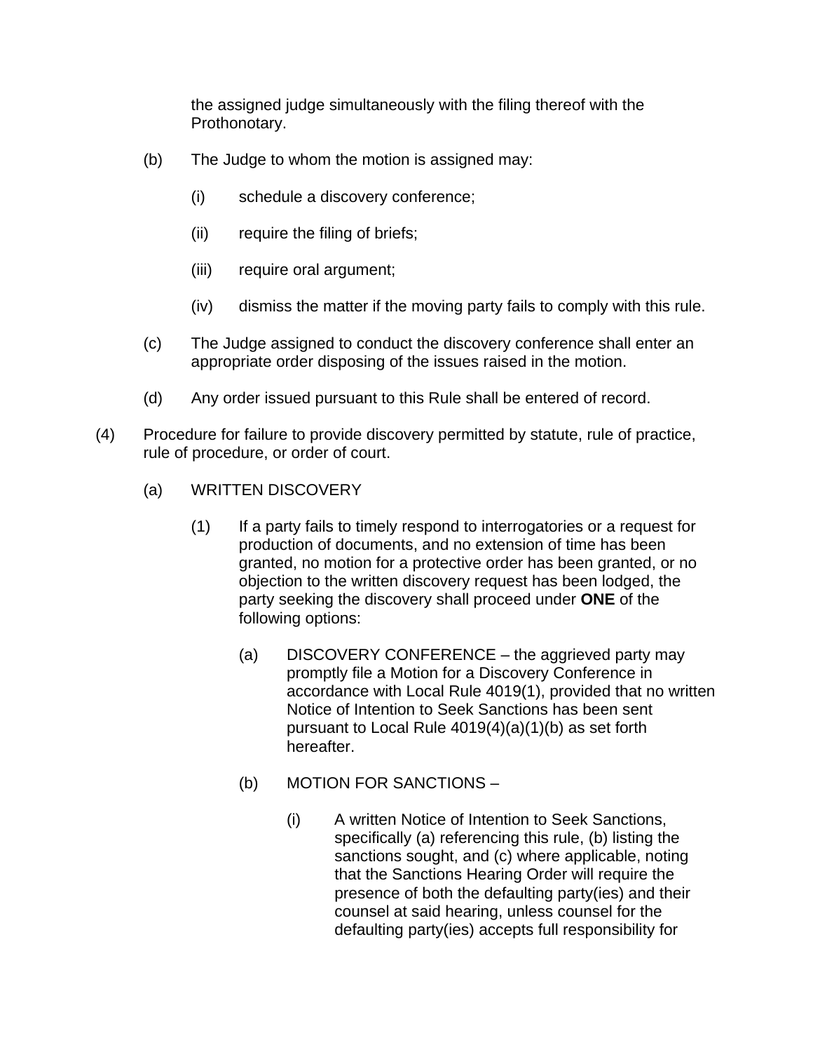the assigned judge simultaneously with the filing thereof with the Prothonotary.

(b) The Judge to whom the motion is assigned may:

  (i) schedule a discovery conference;

  (ii) require the filing of briefs;

  (iii) require oral argument;

  (iv) dismiss the matter if the moving party fails to comply with this rule.

(c) The Judge assigned to conduct the discovery conference shall enter an appropriate order disposing of the issues raised in the motion.

(d) Any order issued pursuant to this Rule shall be entered of record.

(4) Procedure for failure to provide discovery permitted by statute, rule of practice, rule of procedure, or order of court.

  (a) WRITTEN DISCOVERY

    (1) If a party fails to timely respond to interrogatories or a request for production of documents, and no extension of time has been granted, no motion for a protective order has been granted, or no objection to the written discovery request has been lodged, the party seeking the discovery shall proceed under **ONE** of the following options:

      (a) DISCOVERY CONFERENCE – the aggrieved party may promptly file a Motion for a Discovery Conference in accordance with Local Rule 4019(1), provided that no written Notice of Intention to Seek Sanctions has been sent pursuant to Local Rule 4019(4)(a)(1)(b) as set forth hereafter.

      (b) MOTION FOR SANCTIONS –

        (i) A written Notice of Intention to Seek Sanctions, specifically (a) referencing this rule, (b) listing the sanctions sought, and (c) where applicable, noting that the Sanctions Hearing Order will require the presence of both the defaulting party(ies) and their counsel at said hearing, unless counsel for the defaulting party(ies) accepts full responsibility for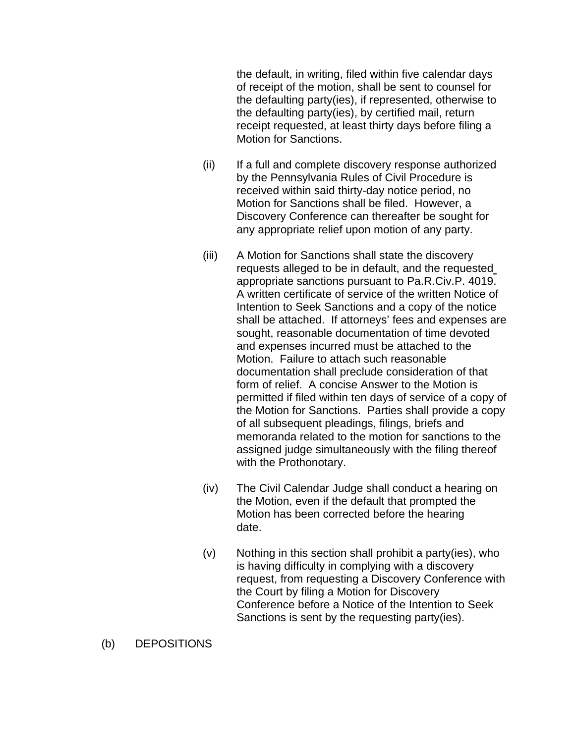the default, in writing, filed within five calendar days of receipt of the motion, shall be sent to counsel for the defaulting party(ies), if represented, otherwise to the defaulting party(ies), by certified mail, return receipt requested, at least thirty days before filing a Motion for Sanctions.

(ii) If a full and complete discovery response authorized by the Pennsylvania Rules of Civil Procedure is received within said thirty-day notice period, no Motion for Sanctions shall be filed. However, a Discovery Conference can thereafter be sought for any appropriate relief upon motion of any party.

(iii) A Motion for Sanctions shall state the discovery requests alleged to be in default, and the requested appropriate sanctions pursuant to Pa.R.Civ.P. 4019. A written certificate of service of the written Notice of Intention to Seek Sanctions and a copy of the notice shall be attached. If attorneys' fees and expenses are sought, reasonable documentation of time devoted and expenses incurred must be attached to the Motion. Failure to attach such reasonable documentation shall preclude consideration of that form of relief. A concise Answer to the Motion is permitted if filed within ten days of service of a copy of the Motion for Sanctions. Parties shall provide a copy of all subsequent pleadings, filings, briefs and memoranda related to the motion for sanctions to the assigned judge simultaneously with the filing thereof with the Prothonotary.

(iv) The Civil Calendar Judge shall conduct a hearing on the Motion, even if the default that prompted the Motion has been corrected before the hearing date.

(v) Nothing in this section shall prohibit a party(ies), who is having difficulty in complying with a discovery request, from requesting a Discovery Conference with the Court by filing a Motion for Discovery Conference before a Notice of the Intention to Seek Sanctions is sent by the requesting party(ies).

(b) DEPOSITIONS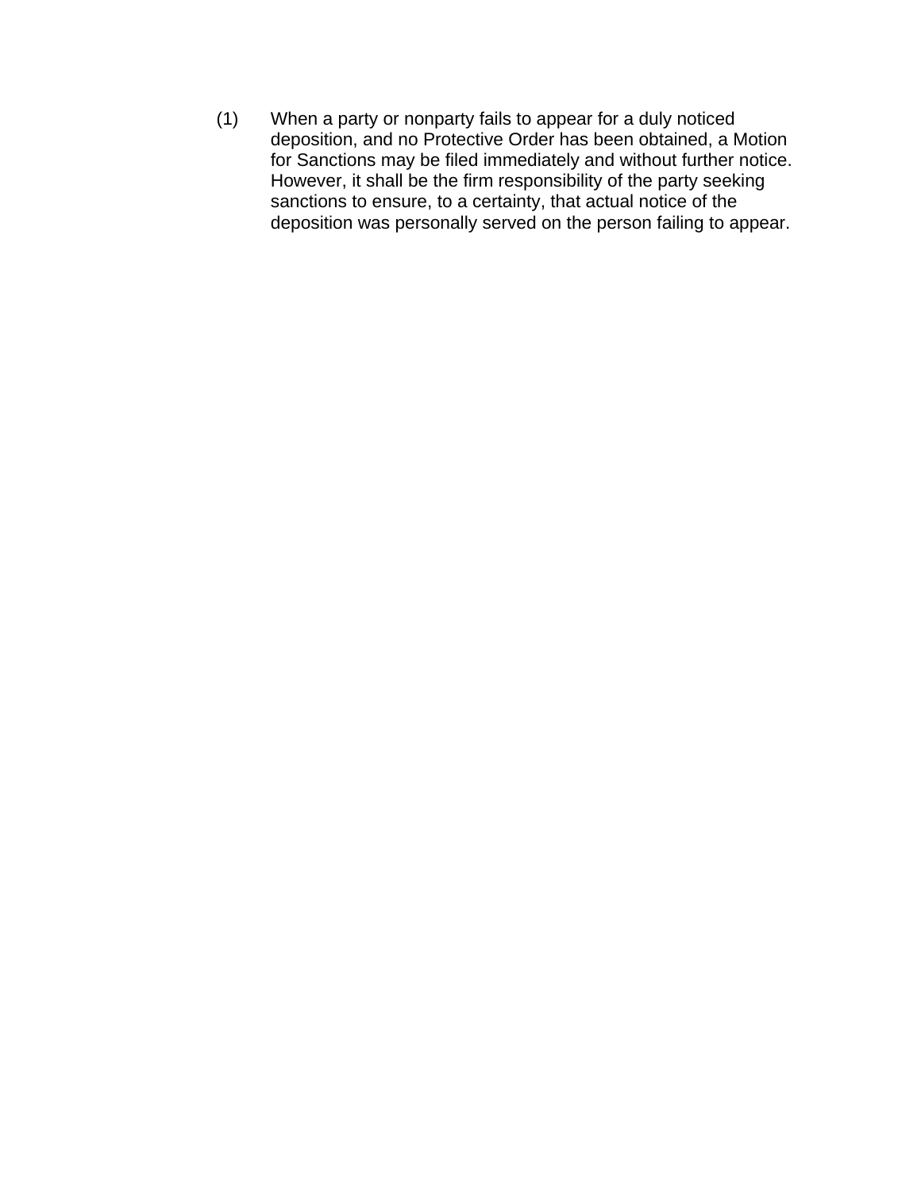(1) When a party or nonparty fails to appear for a duly noticed deposition, and no Protective Order has been obtained, a Motion for Sanctions may be filed immediately and without further notice. However, it shall be the firm responsibility of the party seeking sanctions to ensure, to a certainty, that actual notice of the deposition was personally served on the person failing to appear.